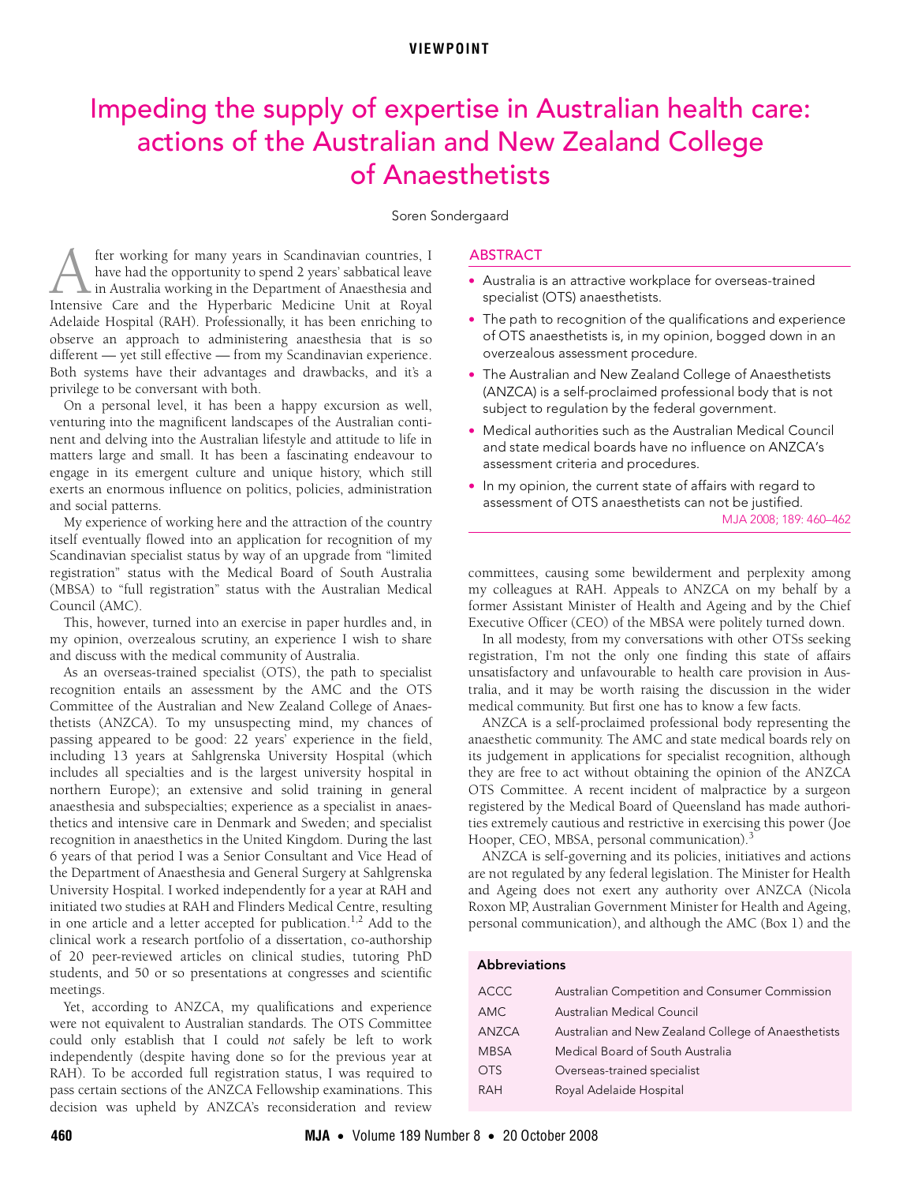VIEWPOINT

# Impeding the supply of expertise in Australian health care: actions of the Australian and New Zealand College of Anaesthetists

Soren Sondergaard

## ABSTRACT

- Australia is an attractive workplace for overseas-trained specialist (OTS) anaesthetists.
- The path to recognition of the qualifications and experience of OTS anaesthetists is, in my opinion, bogged down in an overzealous assessment procedure.
- The Australian and New Zealand College of Anaesthetists (ANZCA) is a self-proclaimed professional body that is not subject to regulation by the federal government.
- Medical authorities such as the Australian Medical Council and state medical boards have no influence on ANZCA's assessment criteria and procedures.
- In my opinion, the current state of affairs with regard to assessment of OTS anaesthetists can not be justified.

After working for many years in Scandinavian countries, I have had the opportunity to spend 2 years' sabbatical leave in Australia working in the Department of Anaesthesia and Intensive Care and the Hyperbaric Medicine Unit at Royal Adelaide Hospital (RAH). Professionally, it has been enriching to observe an approach to administering anaesthesia that is so different — yet still effective — from my Scandinavian experience. Both systems have their advantages and drawbacks, and it's a privilege to be conversant with both.

On a personal level, it has been a happy excursion as well, venturing into the magnificent landscapes of the Australian continent and delving into the Australian lifestyle and attitude to life in matters large and small. It has been a fascinating endeavour to engage in its emergent culture and unique history, which still exerts an enormous influence on politics, policies, administration and social patterns.

My experience of working here and the attraction of the country itself eventually flowed into an application for recognition of my Scandinavian specialist status by way of an upgrade from "limited registration" status with the Medical Board of South Australia (MBSA) to "full registration" status with the Australian Medical Council (AMC).

This, however, turned into an exercise in paper hurdles and, in my opinion, overzealous scrutiny, an experience I wish to share and discuss with the medical community of Australia.

As an overseas-trained specialist (OTS), the path to specialist recognition entails an assessment by the AMC and the OTS Committee of the Australian and New Zealand College of Anaesthetists (ANZCA). To my unsuspecting mind, my chances of passing appeared to be good: 22 years' experience in the field, including 13 years at Sahlgrenska University Hospital (which includes all specialties and is the largest university hospital in northern Europe); an extensive and solid training in general anaesthesia and subspecialties; experience as a specialist in anaesthetics and intensive care in Denmark and Sweden; and specialist recognition in anaesthetics in the United Kingdom. During the last 6 years of that period I was a Senior Consultant and Vice Head of the Department of Anaesthesia and General Surgery at Sahlgrenska University Hospital. I worked independently for a year at RAH and initiated two studies at RAH and Flinders Medical Centre, resulting in one article and a letter accepted for publication.[1,2] Add to the clinical work a research portfolio of a dissertation, co-authorship of 20 peer-reviewed articles on clinical studies, tutoring PhD students, and 50 or so presentations at congresses and scientific meetings.

Yet, according to ANZCA, my qualifications and experience were not equivalent to Australian standards. The OTS Committee could only establish that I could *not* safely be left to work independently (despite having done so for the previous year at RAH). To be accorded full registration status, I was required to pass certain sections of the ANZCA Fellowship examinations. This decision was upheld by ANZCA's reconsideration and review committees, causing some bewilderment and perplexity among my colleagues at RAH. Appeals to ANZCA on my behalf by a former Assistant Minister of Health and Ageing and by the Chief Executive Officer (CEO) of the MBSA were politely turned down.

In all modesty, from my conversations with other OTSs seeking registration, I'm not the only one finding this state of affairs unsatisfactory and unfavourable to health care provision in Australia, and it may be worth raising the discussion in the wider medical community. But first one has to know a few facts.

ANZCA is a self-proclaimed professional body representing the anaesthetic community. The AMC and state medical boards rely on its judgement in applications for specialist recognition, although they are free to act without obtaining the opinion of the ANZCA OTS Committee. A recent incident of malpractice by a surgeon registered by the Medical Board of Queensland has made authorities extremely cautious and restrictive in exercising this power (Joe Hooper, CEO, MBSA, personal communication).[3]

ANZCA is self-governing and its policies, initiatives and actions are not regulated by any federal legislation. The Minister for Health and Ageing does not exert any authority over ANZCA (Nicola Roxon MP, Australian Government Minister for Health and Ageing, personal communication), and although the AMC (Box 1) and the

**Abbreviations**

| | |
|---|---|
| ACCC | Australian Competition and Consumer Commission |
| AMC | Australian Medical Council |
| ANZCA | Australian and New Zealand College of Anaesthetists |
| MBSA | Medical Board of South Australia |
| OTS | Overseas-trained specialist |
| RAH | Royal Adelaide Hospital |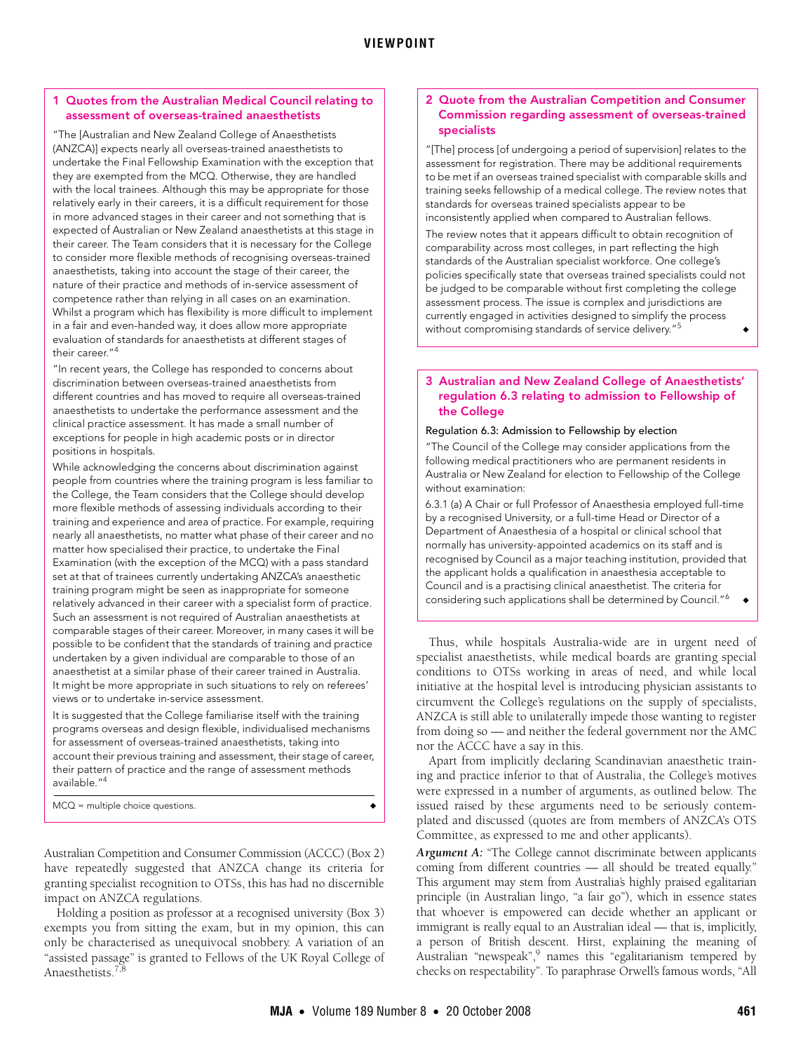### 1 Quotes from the Australian Medical Council relating to assessment of overseas-trained anaesthetists

"The [Australian and New Zealand College of Anaesthetists (ANZCA)] expects nearly all overseas-trained anaesthetists to undertake the Final Fellowship Examination with the exception that they are exempted from the MCQ. Otherwise, they are handled with the local trainees. Although this may be appropriate for those relatively early in their careers, it is a difficult requirement for those in more advanced stages in their career and not something that is expected of Australian or New Zealand anaesthetists at this stage in their career. The Team considers that it is necessary for the College to consider more flexible methods of recognising overseas-trained anaesthetists, taking into account the stage of their career, the nature of their practice and methods of in-service assessment of competence rather than relying in all cases on an examination. Whilst a program which has flexibility is more difficult to implement in a fair and even-handed way, it does allow more appropriate evaluation of standards for anaesthetists at different stages of their career."[4]

"In recent years, the College has responded to concerns about discrimination between overseas-trained anaesthetists from different countries and has moved to require all overseas-trained anaesthetists to undertake the performance assessment and the clinical practice assessment. It has made a small number of exceptions for people in high academic posts or in director positions in hospitals.

While acknowledging the concerns about discrimination against people from countries where the training program is less familiar to the College, the Team considers that the College should develop more flexible methods of assessing individuals according to their training and experience and area of practice. For example, requiring nearly all anaesthetists, no matter what phase of their career and no matter how specialised their practice, to undertake the Final Examination (with the exception of the MCQ) with a pass standard set at that of trainees currently undertaking ANZCA's anaesthetic training program might be seen as inappropriate for someone relatively advanced in their career with a specialist form of practice. Such an assessment is not required of Australian anaesthetists at comparable stages of their career. Moreover, in many cases it will be possible to be confident that the standards of training and practice undertaken by a given individual are comparable to those of an anaesthetist at a similar phase of their career trained in Australia. It might be more appropriate in such situations to rely on referees' views or to undertake in-service assessment.

It is suggested that the College familiarise itself with the training programs overseas and design flexible, individualised mechanisms for assessment of overseas-trained anaesthetists, taking into account their previous training and assessment, their stage of career, their pattern of practice and the range of assessment methods available."[4]

MCQ = multiple choice questions.

Australian Competition and Consumer Commission (ACCC) (Box 2) have repeatedly suggested that ANZCA change its criteria for granting specialist recognition to OTSs, this has had no discernible impact on ANZCA regulations.

Holding a position as professor at a recognised university (Box 3) exempts you from sitting the exam, but in my opinion, this can only be characterised as unequivocal snobbery. A variation of an "assisted passage" is granted to Fellows of the UK Royal College of Anaesthetists.[7,8]

### 2 Quote from the Australian Competition and Consumer Commission regarding assessment of overseas-trained specialists

"[The] process [of undergoing a period of supervision] relates to the assessment for registration. There may be additional requirements to be met if an overseas trained specialist with comparable skills and training seeks fellowship of a medical college. The review notes that standards for overseas trained specialists appear to be inconsistently applied when compared to Australian fellows.

The review notes that it appears difficult to obtain recognition of comparability across most colleges, in part reflecting the high standards of the Australian specialist workforce. One college's policies specifically state that overseas trained specialists could not be judged to be comparable without first completing the college assessment process. The issue is complex and jurisdictions are currently engaged in activities designed to simplify the process without compromising standards of service delivery."[5]

### 3 Australian and New Zealand College of Anaesthetists' regulation 6.3 relating to admission to Fellowship of the College

Regulation 6.3: Admission to Fellowship by election

"The Council of the College may consider applications from the following medical practitioners who are permanent residents in Australia or New Zealand for election to Fellowship of the College without examination:

6.3.1 (a) A Chair or full Professor of Anaesthesia employed full-time by a recognised University, or a full-time Head or Director of a Department of Anaesthesia of a hospital or clinical school that normally has university-appointed academics on its staff and is recognised by Council as a major teaching institution, provided that the applicant holds a qualification in anaesthesia acceptable to Council and is a practising clinical anaesthetist. The criteria for considering such applications shall be determined by Council."[6]

Thus, while hospitals Australia-wide are in urgent need of specialist anaesthetists, while medical boards are granting special conditions to OTSs working in areas of need, and while local initiative at the hospital level is introducing physician assistants to circumvent the College's regulations on the supply of specialists, ANZCA is still able to unilaterally impede those wanting to register from doing so — and neither the federal government nor the AMC nor the ACCC have a say in this.

Apart from implicitly declaring Scandinavian anaesthetic training and practice inferior to that of Australia, the College's motives were expressed in a number of arguments, as outlined below. The issued raised by these arguments need to be seriously contemplated and discussed (quotes are from members of ANZCA's OTS Committee, as expressed to me and other applicants).

***Argument A:*** "The College cannot discriminate between applicants coming from different countries — all should be treated equally." This argument may stem from Australia's highly praised egalitarian principle (in Australian lingo, "a fair go"), which in essence states that whoever is empowered can decide whether an applicant or immigrant is really equal to an Australian ideal — that is, implicitly, a person of British descent. First, explaining the meaning of Australian "newspeak",[9] names this "egalitarianism tempered by checks on respectability". To paraphrase Orwell's famous words, "All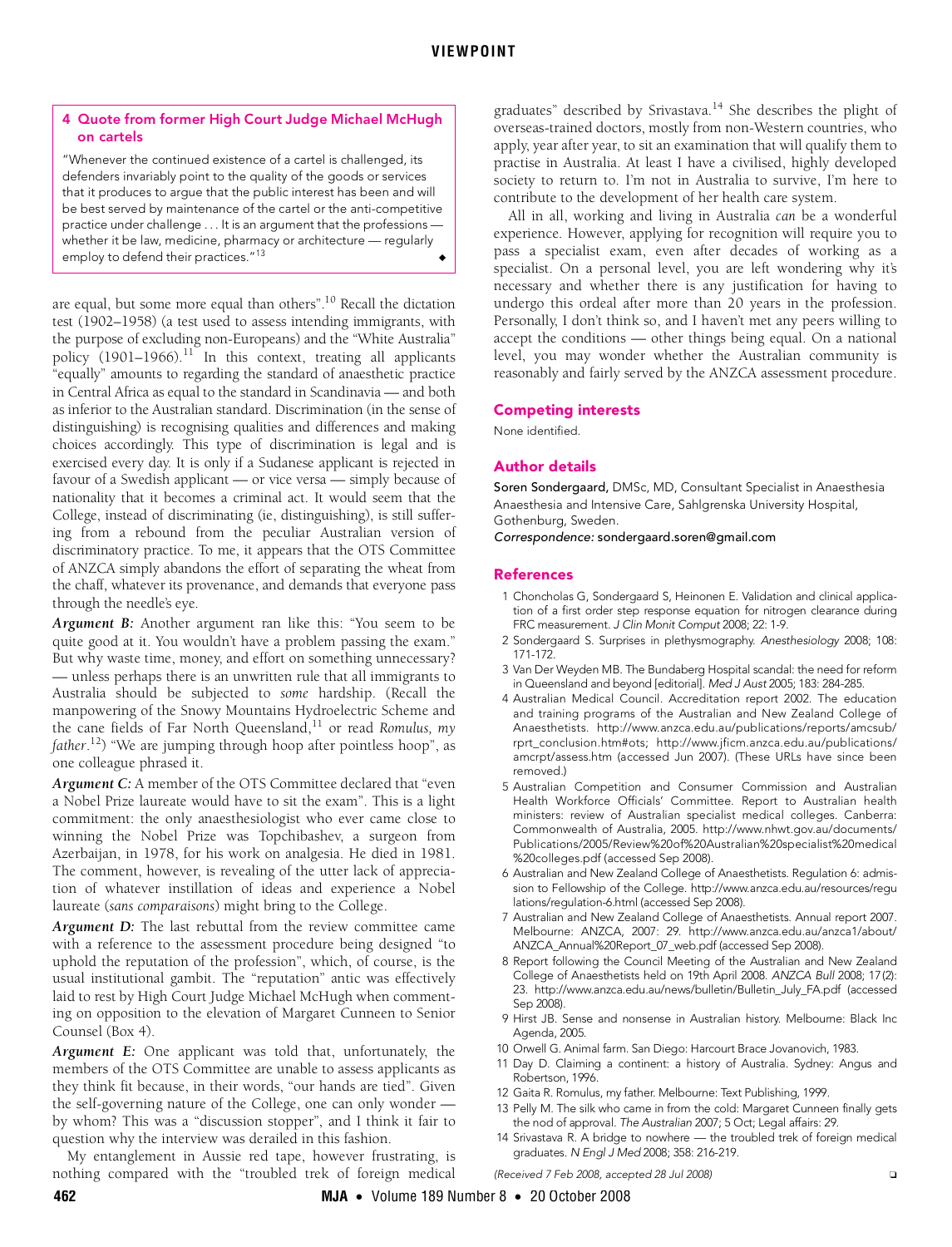## 4 Quote from former High Court Judge Michael McHugh on cartels

"Whenever the continued existence of a cartel is challenged, its defenders invariably point to the quality of the goods or services that it produces to argue that the public interest has been and will be best served by maintenance of the cartel or the anti-competitive practice under challenge . . . It is an argument that the professions — whether it be law, medicine, pharmacy or architecture — regularly employ to defend their practices."[13] ◆

are equal, but some more equal than others".[10] Recall the dictation test (1902–1958) (a test used to assess intending immigrants, with the purpose of excluding non-Europeans) and the "White Australia" policy (1901–1966).[11] In this context, treating all applicants "equally" amounts to regarding the standard of anaesthetic practice in Central Africa as equal to the standard in Scandinavia — and both as inferior to the Australian standard. Discrimination (in the sense of distinguishing) is recognising qualities and differences and making choices accordingly. This type of discrimination is legal and is exercised every day. It is only if a Sudanese applicant is rejected in favour of a Swedish applicant — or vice versa — simply because of nationality that it becomes a criminal act. It would seem that the College, instead of discriminating (ie, distinguishing), is still suffering from a rebound from the peculiar Australian version of discriminatory practice. To me, it appears that the OTS Committee of ANZCA simply abandons the effort of separating the wheat from the chaff, whatever its provenance, and demands that everyone pass through the needle's eye.

***Argument B:*** Another argument ran like this: "You seem to be quite good at it. You wouldn't have a problem passing the exam." But why waste time, money, and effort on something unnecessary? — unless perhaps there is an unwritten rule that all immigrants to Australia should be subjected to *some* hardship. (Recall the manpowering of the Snowy Mountains Hydroelectric Scheme and the cane fields of Far North Queensland,[11] or read *Romulus, my father*.[12]) "We are jumping through hoop after pointless hoop", as one colleague phrased it.

***Argument C:*** A member of the OTS Committee declared that "even a Nobel Prize laureate would have to sit the exam". This is a light commitment: the only anaesthesiologist who ever came close to winning the Nobel Prize was Topchibashev, a surgeon from Azerbaijan, in 1978, for his work on analgesia. He died in 1981. The comment, however, is revealing of the utter lack of appreciation of whatever instillation of ideas and experience a Nobel laureate (*sans comparaisons*) might bring to the College.

***Argument D:*** The last rebuttal from the review committee came with a reference to the assessment procedure being designed "to uphold the reputation of the profession", which, of course, is the usual institutional gambit. The "reputation" antic was effectively laid to rest by High Court Judge Michael McHugh when commenting on opposition to the elevation of Margaret Cunneen to Senior Counsel (Box 4).

***Argument E:*** One applicant was told that, unfortunately, the members of the OTS Committee are unable to assess applicants as they think fit because, in their words, "our hands are tied". Given the self-governing nature of the College, one can only wonder — by whom? This was a "discussion stopper", and I think it fair to question why the interview was derailed in this fashion.

My entanglement in Aussie red tape, however frustrating, is nothing compared with the "troubled trek of foreign medical graduates" described by Srivastava.[14] She describes the plight of overseas-trained doctors, mostly from non-Western countries, who apply, year after year, to sit an examination that will qualify them to practise in Australia. At least I have a civilised, highly developed society to return to. I'm not in Australia to survive, I'm here to contribute to the development of her health care system.

All in all, working and living in Australia *can* be a wonderful experience. However, applying for recognition will require you to pass a specialist exam, even after decades of working as a specialist. On a personal level, you are left wondering why it's necessary and whether there is any justification for having to undergo this ordeal after more than 20 years in the profession. Personally, I don't think so, and I haven't met any peers willing to accept the conditions — other things being equal. On a national level, you may wonder whether the Australian community is reasonably and fairly served by the ANZCA assessment procedure.

## Competing interests

None identified.

## Author details

Soren Sondergaard, DMSc, MD, Consultant Specialist in Anaesthesia
Anaesthesia and Intensive Care, Sahlgrenska University Hospital, Gothenburg, Sweden.
*Correspondence:* sondergaard.soren@gmail.com

## References

1. Choncholas G, Sondergaard S, Heinonen E. Validation and clinical application of a first order step response equation for nitrogen clearance during FRC measurement. *J Clin Monit Comput* 2008; 22: 1-9.
2. Sondergaard S. Surprises in plethysmography. *Anesthesiology* 2008; 108: 171-172.
3. Van Der Weyden MB. The Bundaberg Hospital scandal: the need for reform in Queensland and beyond [editorial]. *Med J Aust* 2005; 183: 284-285.
4. Australian Medical Council. Accreditation report 2002. The education and training programs of the Australian and New Zealand College of Anaesthetists. http://www.anzca.edu.au/publications/reports/amcsub/rprt_conclusion.htm#ots; http://www.jficm.anzca.edu.au/publications/amcrpt/assess.htm (accessed Jun 2007). (These URLs have since been removed.)
5. Australian Competition and Consumer Commission and Australian Health Workforce Officials' Committee. Report to Australian health ministers: review of Australian specialist medical colleges. Canberra: Commonwealth of Australia, 2005. http://www.nhwt.gov.au/documents/Publications/2005/Review%20of%20Australian%20specialist%20medical%20colleges.pdf (accessed Sep 2008).
6. Australian and New Zealand College of Anaesthetists. Regulation 6: admission to Fellowship of the College. http://www.anzca.edu.au/resources/regulations/regulation-6.html (accessed Sep 2008).
7. Australian and New Zealand College of Anaesthetists. Annual report 2007. Melbourne: ANZCA, 2007: 29. http://www.anzca.edu.au/anzca1/about/ANZCA_Annual%20Report_07_web.pdf (accessed Sep 2008).
8. Report following the Council Meeting of the Australian and New Zealand College of Anaesthetists held on 19th April 2008. *ANZCA Bull* 2008; 17(2): 23. http://www.anzca.edu.au/news/bulletin/Bulletin_July_FA.pdf (accessed Sep 2008).
9. Hirst JB. Sense and nonsense in Australian history. Melbourne: Black Inc Agenda, 2005.
10. Orwell G. Animal farm. San Diego: Harcourt Brace Jovanovich, 1983.
11. Day D. Claiming a continent: a history of Australia. Sydney: Angus and Robertson, 1996.
12. Gaita R. Romulus, my father. Melbourne: Text Publishing, 1999.
13. Pelly M. The silk who came in from the cold: Margaret Cunneen finally gets the nod of approval. *The Australian* 2007; 5 Oct; Legal affairs: 29.
14. Srivastava R. A bridge to nowhere — the troubled trek of foreign medical graduates. *N Engl J Med* 2008; 358: 216-219.

*(Received 7 Feb 2008, accepted 28 Jul 2008)* ❑